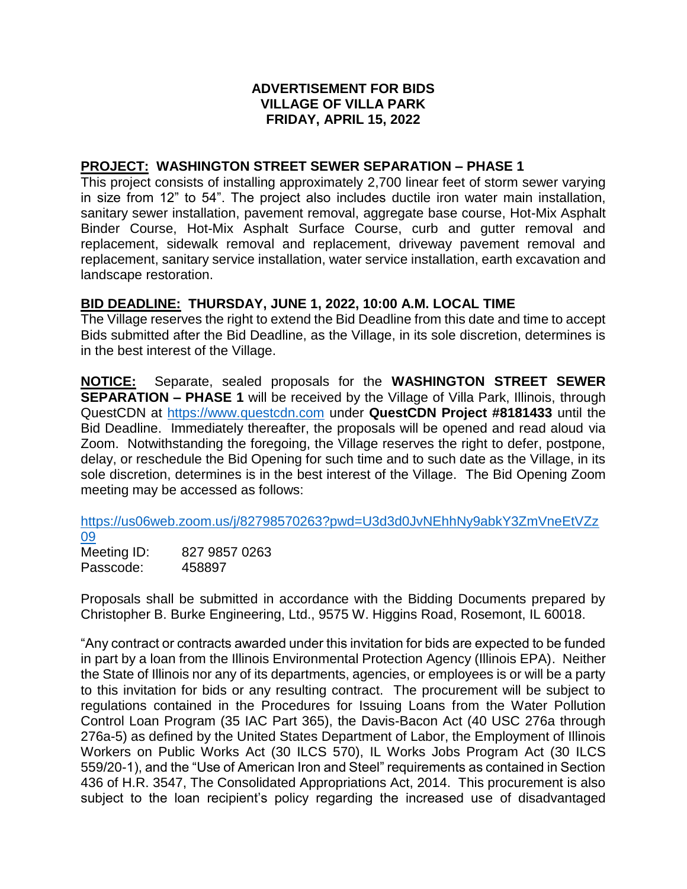**ADVERTISEMENT FOR BIDS**
**VILLAGE OF VILLA PARK**
**FRIDAY, APRIL 15, 2022**

**PROJECT: WASHINGTON STREET SEWER SEPARATION – PHASE 1**

This project consists of installing approximately 2,700 linear feet of storm sewer varying in size from 12" to 54". The project also includes ductile iron water main installation, sanitary sewer installation, pavement removal, aggregate base course, Hot-Mix Asphalt Binder Course, Hot-Mix Asphalt Surface Course, curb and gutter removal and replacement, sidewalk removal and replacement, driveway pavement removal and replacement, sanitary service installation, water service installation, earth excavation and landscape restoration.

**BID DEADLINE: THURSDAY, JUNE 1, 2022, 10:00 A.M. LOCAL TIME**

The Village reserves the right to extend the Bid Deadline from this date and time to accept Bids submitted after the Bid Deadline, as the Village, in its sole discretion, determines is in the best interest of the Village.

**NOTICE:** Separate, sealed proposals for the **WASHINGTON STREET SEWER SEPARATION – PHASE 1** will be received by the Village of Villa Park, Illinois, through QuestCDN at https://www.questcdn.com under **QuestCDN Project #8181433** until the Bid Deadline. Immediately thereafter, the proposals will be opened and read aloud via Zoom. Notwithstanding the foregoing, the Village reserves the right to defer, postpone, delay, or reschedule the Bid Opening for such time and to such date as the Village, in its sole discretion, determines is in the best interest of the Village. The Bid Opening Zoom meeting may be accessed as follows:

https://us06web.zoom.us/j/82798570263?pwd=U3d3d0JvNEhhNy9abkY3ZmVneEtVZz09

Meeting ID: 827 9857 0263
Passcode: 458897

Proposals shall be submitted in accordance with the Bidding Documents prepared by Christopher B. Burke Engineering, Ltd., 9575 W. Higgins Road, Rosemont, IL 60018.

"Any contract or contracts awarded under this invitation for bids are expected to be funded in part by a loan from the Illinois Environmental Protection Agency (Illinois EPA). Neither the State of Illinois nor any of its departments, agencies, or employees is or will be a party to this invitation for bids or any resulting contract. The procurement will be subject to regulations contained in the Procedures for Issuing Loans from the Water Pollution Control Loan Program (35 IAC Part 365), the Davis-Bacon Act (40 USC 276a through 276a-5) as defined by the United States Department of Labor, the Employment of Illinois Workers on Public Works Act (30 ILCS 570), IL Works Jobs Program Act (30 ILCS 559/20-1), and the "Use of American Iron and Steel" requirements as contained in Section 436 of H.R. 3547, The Consolidated Appropriations Act, 2014. This procurement is also subject to the loan recipient's policy regarding the increased use of disadvantaged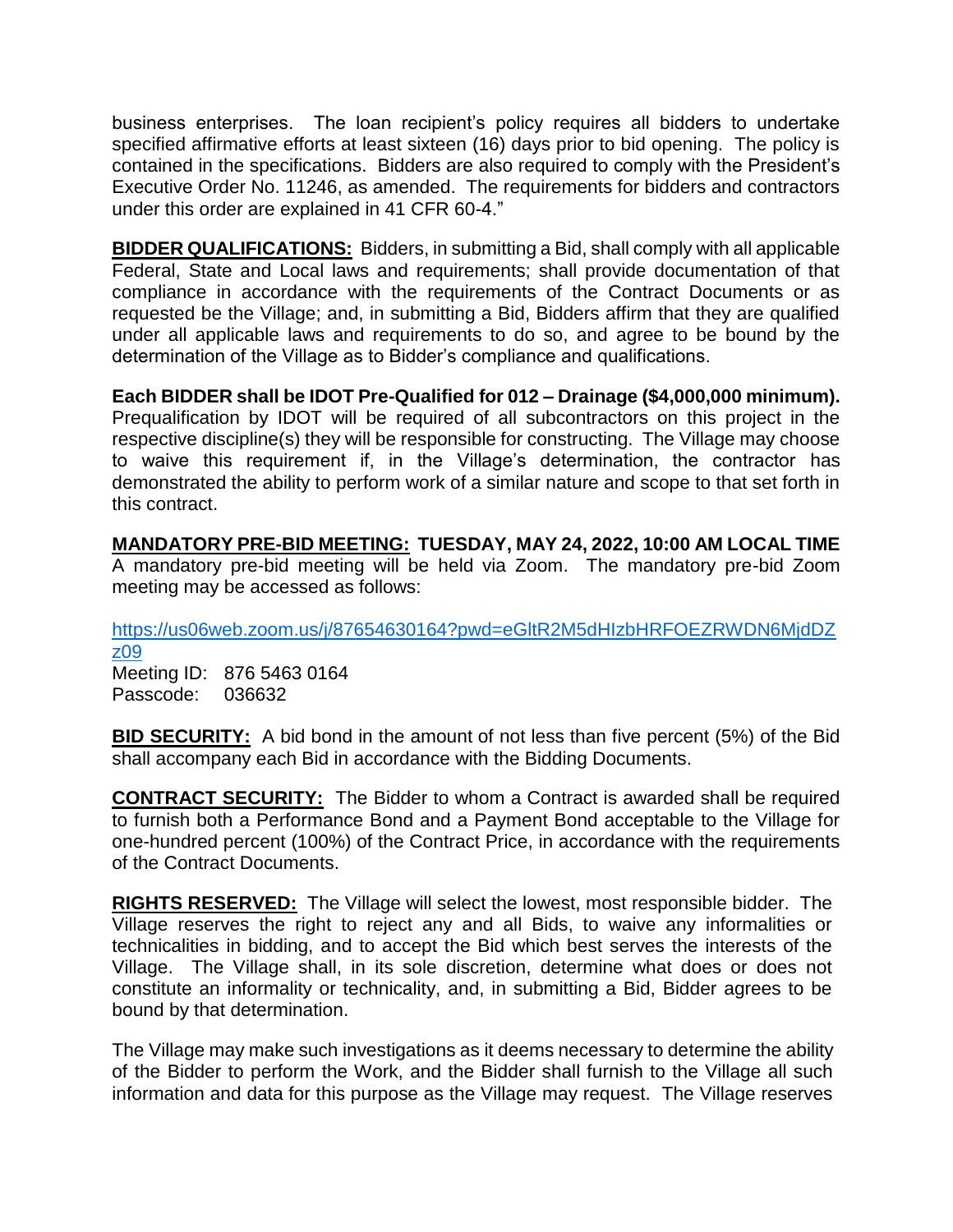business enterprises. The loan recipient's policy requires all bidders to undertake specified affirmative efforts at least sixteen (16) days prior to bid opening. The policy is contained in the specifications. Bidders are also required to comply with the President's Executive Order No. 11246, as amended. The requirements for bidders and contractors under this order are explained in 41 CFR 60-4."

**BIDDER QUALIFICATIONS:** Bidders, in submitting a Bid, shall comply with all applicable Federal, State and Local laws and requirements; shall provide documentation of that compliance in accordance with the requirements of the Contract Documents or as requested be the Village; and, in submitting a Bid, Bidders affirm that they are qualified under all applicable laws and requirements to do so, and agree to be bound by the determination of the Village as to Bidder's compliance and qualifications.

**Each BIDDER shall be IDOT Pre-Qualified for 012 – Drainage ($4,000,000 minimum).** Prequalification by IDOT will be required of all subcontractors on this project in the respective discipline(s) they will be responsible for constructing. The Village may choose to waive this requirement if, in the Village's determination, the contractor has demonstrated the ability to perform work of a similar nature and scope to that set forth in this contract.

**MANDATORY PRE-BID MEETING: TUESDAY, MAY 24, 2022, 10:00 AM LOCAL TIME**
A mandatory pre-bid meeting will be held via Zoom. The mandatory pre-bid Zoom meeting may be accessed as follows:

https://us06web.zoom.us/j/87654630164?pwd=eGltR2M5dHIzbHRFOEZRWDN6MjdDZz09
Meeting ID: 876 5463 0164
Passcode: 036632

**BID SECURITY:** A bid bond in the amount of not less than five percent (5%) of the Bid shall accompany each Bid in accordance with the Bidding Documents.

**CONTRACT SECURITY:** The Bidder to whom a Contract is awarded shall be required to furnish both a Performance Bond and a Payment Bond acceptable to the Village for one-hundred percent (100%) of the Contract Price, in accordance with the requirements of the Contract Documents.

**RIGHTS RESERVED:** The Village will select the lowest, most responsible bidder. The Village reserves the right to reject any and all Bids, to waive any informalities or technicalities in bidding, and to accept the Bid which best serves the interests of the Village. The Village shall, in its sole discretion, determine what does or does not constitute an informality or technicality, and, in submitting a Bid, Bidder agrees to be bound by that determination.

The Village may make such investigations as it deems necessary to determine the ability of the Bidder to perform the Work, and the Bidder shall furnish to the Village all such information and data for this purpose as the Village may request. The Village reserves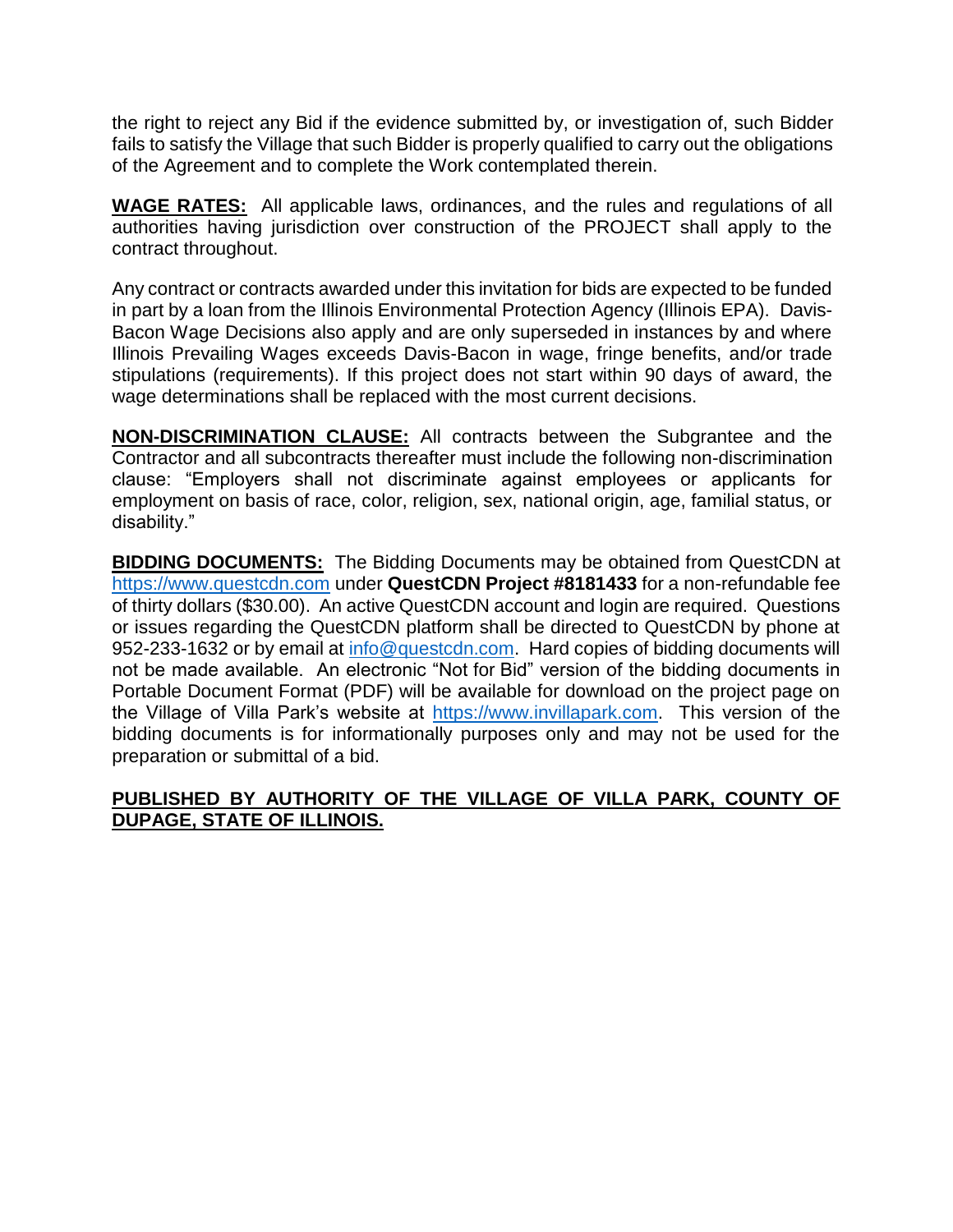the right to reject any Bid if the evidence submitted by, or investigation of, such Bidder fails to satisfy the Village that such Bidder is properly qualified to carry out the obligations of the Agreement and to complete the Work contemplated therein.

**WAGE RATES:** All applicable laws, ordinances, and the rules and regulations of all authorities having jurisdiction over construction of the PROJECT shall apply to the contract throughout.

Any contract or contracts awarded under this invitation for bids are expected to be funded in part by a loan from the Illinois Environmental Protection Agency (Illinois EPA). Davis-Bacon Wage Decisions also apply and are only superseded in instances by and where Illinois Prevailing Wages exceeds Davis-Bacon in wage, fringe benefits, and/or trade stipulations (requirements). If this project does not start within 90 days of award, the wage determinations shall be replaced with the most current decisions.

**NON-DISCRIMINATION CLAUSE:** All contracts between the Subgrantee and the Contractor and all subcontracts thereafter must include the following non-discrimination clause: "Employers shall not discriminate against employees or applicants for employment on basis of race, color, religion, sex, national origin, age, familial status, or disability."

**BIDDING DOCUMENTS:** The Bidding Documents may be obtained from QuestCDN at https://www.questcdn.com under **QuestCDN Project #8181433** for a non-refundable fee of thirty dollars ($30.00). An active QuestCDN account and login are required. Questions or issues regarding the QuestCDN platform shall be directed to QuestCDN by phone at 952-233-1632 or by email at info@questcdn.com. Hard copies of bidding documents will not be made available. An electronic "Not for Bid" version of the bidding documents in Portable Document Format (PDF) will be available for download on the project page on the Village of Villa Park's website at https://www.invillapark.com. This version of the bidding documents is for informationally purposes only and may not be used for the preparation or submittal of a bid.

**PUBLISHED BY AUTHORITY OF THE VILLAGE OF VILLA PARK, COUNTY OF DUPAGE, STATE OF ILLINOIS.**